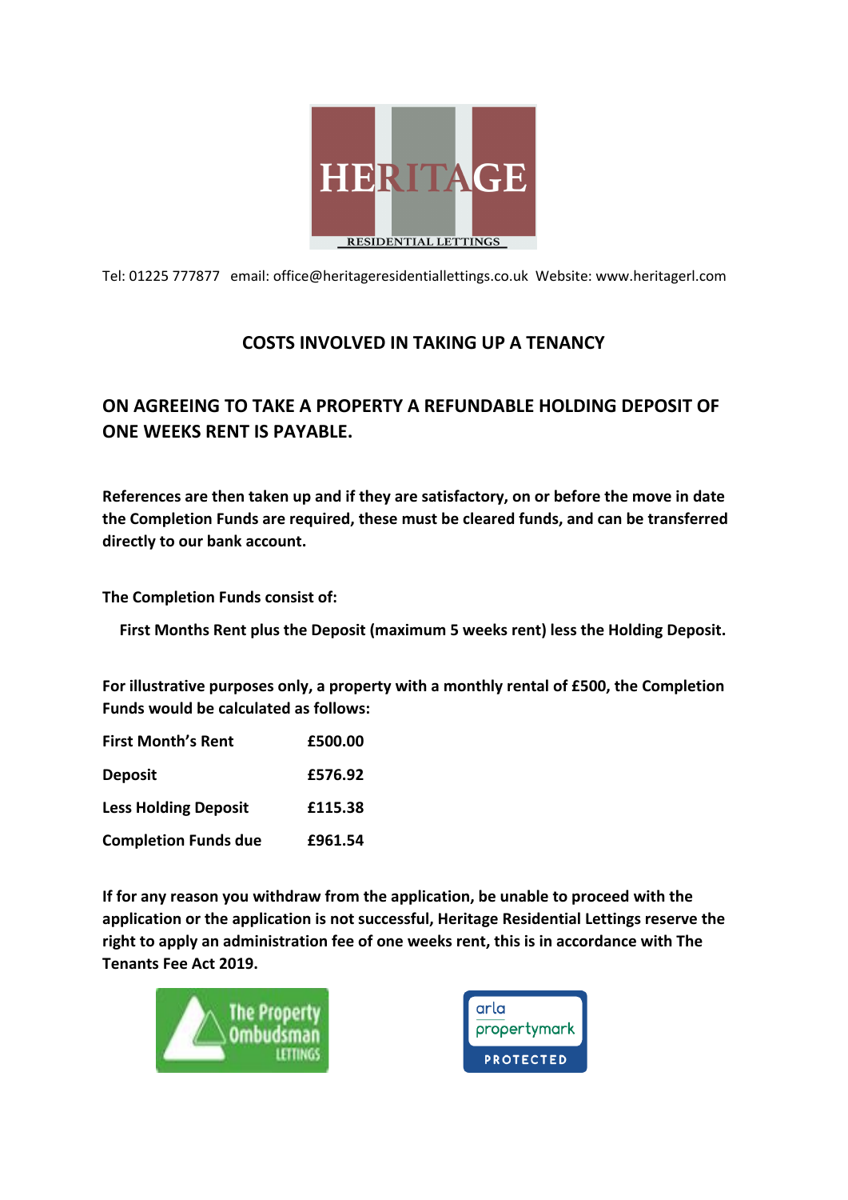HERITAGE

RESIDENTIAL LETTINGS

Tel: 01225 777877 email: office@heritageresidentiallettings.co.uk Website: www.heritagerl.com

# COSTS INVOLVED IN TAKING UP A TENANCY

## ON AGREEING TO TAKE A PROPERTY A REFUNDABLE HOLDING DEPOSIT OF ONE WEEKS RENT IS PAYABLE.

**References are then taken up and if they are satisfactory, on or before the move in date the Completion Funds are required, these must be cleared funds, and can be transferred directly to our bank account.**

**The Completion Funds consist of:**

**First Months Rent plus the Deposit (maximum 5 weeks rent) less the Holding Deposit.**

**For illustrative purposes only, a property with a monthly rental of £500, the Completion Funds would be calculated as follows:**

| | |
|---|---|
| **First Month's Rent** | **£500.00** |
| **Deposit** | **£576.92** |
| **Less Holding Deposit** | **£115.38** |
| **Completion Funds due** | **£961.54** |

**If for any reason you withdraw from the application, be unable to proceed with the application or the application is not successful, Heritage Residential Lettings reserve the right to apply an administration fee of one weeks rent, this is in accordance with The Tenants Fee Act 2019.**

The Property Ombudsman LETTINGS

arla propertymark PROTECTED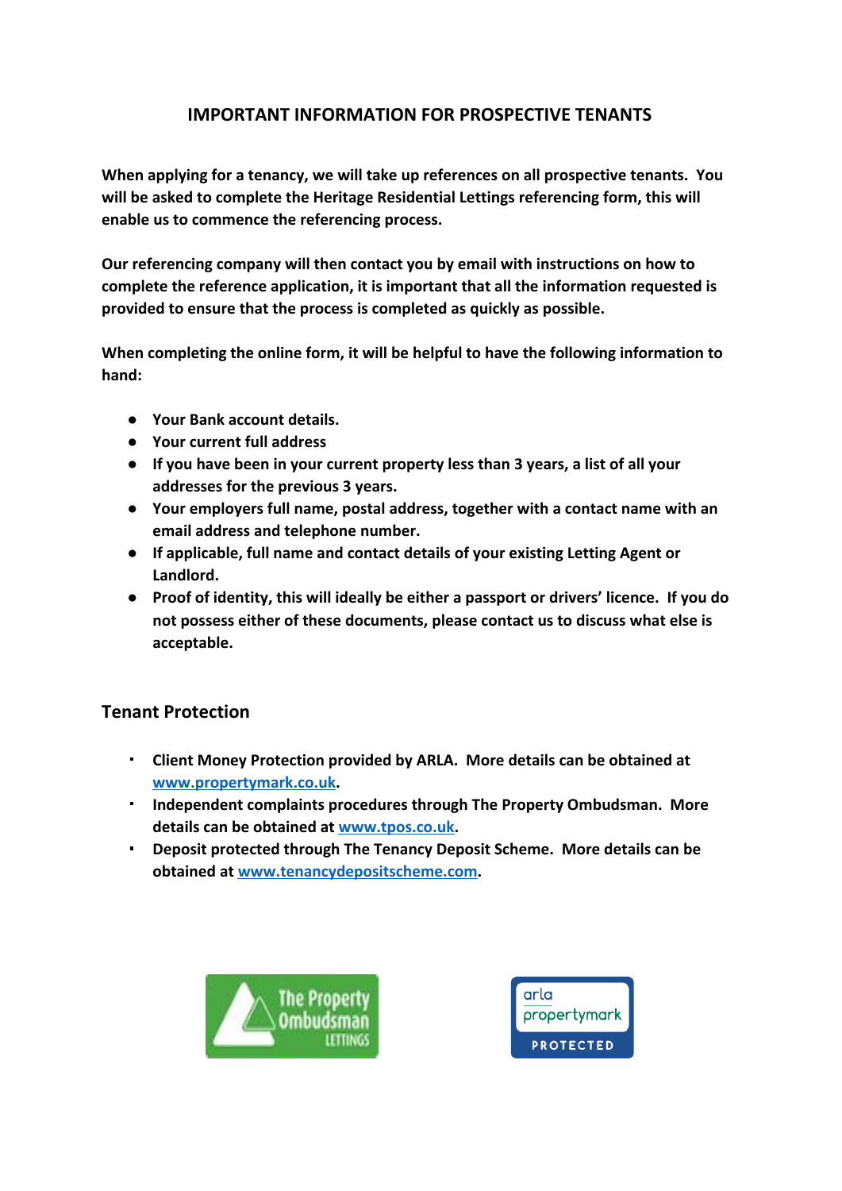# IMPORTANT INFORMATION FOR PROSPECTIVE TENANTS

**When applying for a tenancy, we will take up references on all prospective tenants. You will be asked to complete the Heritage Residential Lettings referencing form, this will enable us to commence the referencing process.**

**Our referencing company will then contact you by email with instructions on how to complete the reference application, it is important that all the information requested is provided to ensure that the process is completed as quickly as possible.**

**When completing the online form, it will be helpful to have the following information to hand:**

- **Your Bank account details.**
- **Your current full address**
- **If you have been in your current property less than 3 years, a list of all your addresses for the previous 3 years.**
- **Your employers full name, postal address, together with a contact name with an email address and telephone number.**
- **If applicable, full name and contact details of your existing Letting Agent or Landlord.**
- **Proof of identity, this will ideally be either a passport or drivers' licence. If you do not possess either of these documents, please contact us to discuss what else is acceptable.**

## Tenant Protection

- **Client Money Protection provided by ARLA. More details can be obtained at [www.propertymark.co.uk](www.propertymark.co.uk).**
- **Independent complaints procedures through The Property Ombudsman. More details can be obtained at [www.tpos.co.uk](www.tpos.co.uk).**
- **Deposit protected through The Tenancy Deposit Scheme. More details can be obtained at [www.tenancydepositscheme.com](www.tenancydepositscheme.com).**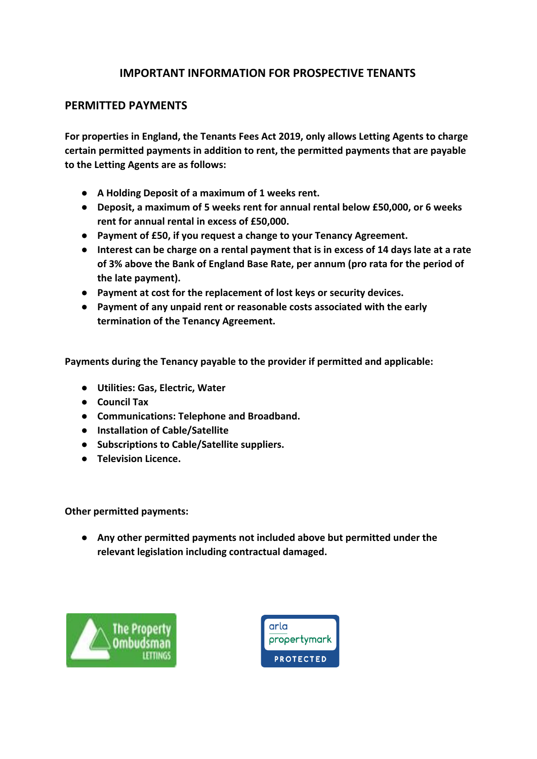## IMPORTANT INFORMATION FOR PROSPECTIVE TENANTS

## PERMITTED PAYMENTS

**For properties in England, the Tenants Fees Act 2019, only allows Letting Agents to charge certain permitted payments in addition to rent, the permitted payments that are payable to the Letting Agents are as follows:**

- **A Holding Deposit of a maximum of 1 weeks rent.**
- **Deposit, a maximum of 5 weeks rent for annual rental below £50,000, or 6 weeks rent for annual rental in excess of £50,000.**
- **Payment of £50, if you request a change to your Tenancy Agreement.**
- **Interest can be charge on a rental payment that is in excess of 14 days late at a rate of 3% above the Bank of England Base Rate, per annum (pro rata for the period of the late payment).**
- **Payment at cost for the replacement of lost keys or security devices.**
- **Payment of any unpaid rent or reasonable costs associated with the early termination of the Tenancy Agreement.**

**Payments during the Tenancy payable to the provider if permitted and applicable:**

- **Utilities: Gas, Electric, Water**
- **Council Tax**
- **Communications: Telephone and Broadband.**
- **Installation of Cable/Satellite**
- **Subscriptions to Cable/Satellite suppliers.**
- **Television Licence.**

**Other permitted payments:**

- **Any other permitted payments not included above but permitted under the relevant legislation including contractual damaged.**

The Property Ombudsman LETTINGS

arla propertymark PROTECTED